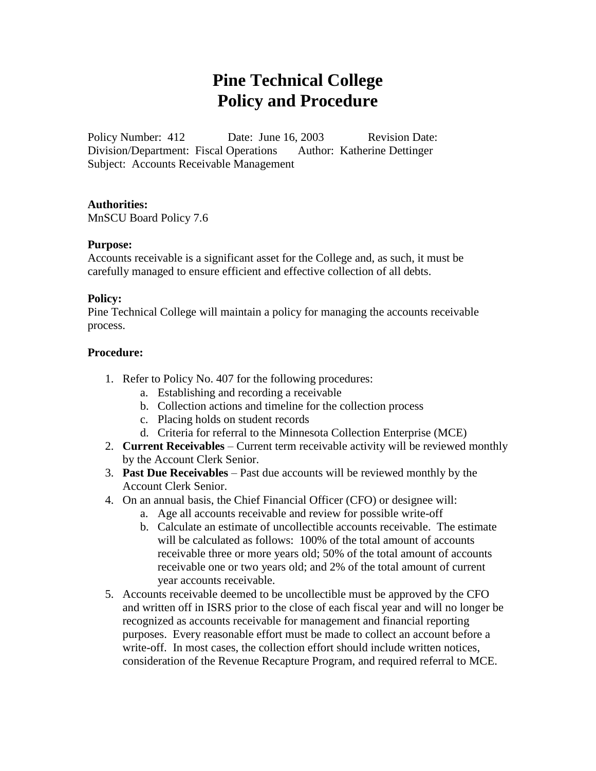# Pine Technical College
# Policy and Procedure

Policy Number: 412 Date: June 16, 2003 Revision Date:
Division/Department: Fiscal Operations Author: Katherine Dettinger
Subject: Accounts Receivable Management

**Authorities:**
MnSCU Board Policy 7.6

**Purpose:**
Accounts receivable is a significant asset for the College and, as such, it must be carefully managed to ensure efficient and effective collection of all debts.

**Policy:**
Pine Technical College will maintain a policy for managing the accounts receivable process.

**Procedure:**

1. Refer to Policy No. 407 for the following procedures:
   a. Establishing and recording a receivable
   b. Collection actions and timeline for the collection process
   c. Placing holds on student records
   d. Criteria for referral to the Minnesota Collection Enterprise (MCE)
2. **Current Receivables** – Current term receivable activity will be reviewed monthly by the Account Clerk Senior.
3. **Past Due Receivables** – Past due accounts will be reviewed monthly by the Account Clerk Senior.
4. On an annual basis, the Chief Financial Officer (CFO) or designee will:
   a. Age all accounts receivable and review for possible write-off
   b. Calculate an estimate of uncollectible accounts receivable. The estimate will be calculated as follows: 100% of the total amount of accounts receivable three or more years old; 50% of the total amount of accounts receivable one or two years old; and 2% of the total amount of current year accounts receivable.
5. Accounts receivable deemed to be uncollectible must be approved by the CFO and written off in ISRS prior to the close of each fiscal year and will no longer be recognized as accounts receivable for management and financial reporting purposes. Every reasonable effort must be made to collect an account before a write-off. In most cases, the collection effort should include written notices, consideration of the Revenue Recapture Program, and required referral to MCE.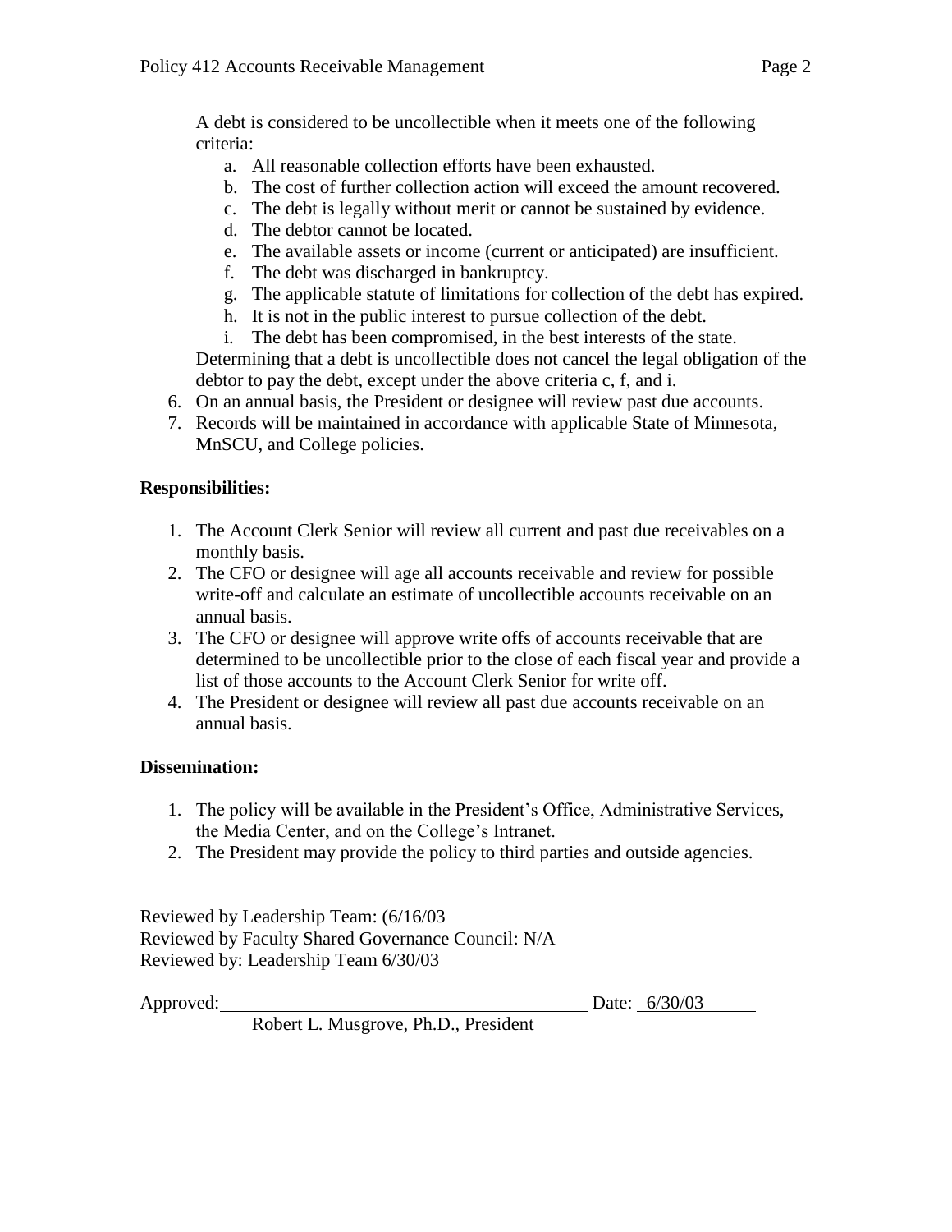A debt is considered to be uncollectible when it meets one of the following criteria:

a. All reasonable collection efforts have been exhausted.
b. The cost of further collection action will exceed the amount recovered.
c. The debt is legally without merit or cannot be sustained by evidence.
d. The debtor cannot be located.
e. The available assets or income (current or anticipated) are insufficient.
f. The debt was discharged in bankruptcy.
g. The applicable statute of limitations for collection of the debt has expired.
h. It is not in the public interest to pursue collection of the debt.
i. The debt has been compromised, in the best interests of the state.

Determining that a debt is uncollectible does not cancel the legal obligation of the debtor to pay the debt, except under the above criteria c, f, and i.

6. On an annual basis, the President or designee will review past due accounts.
7. Records will be maintained in accordance with applicable State of Minnesota, MnSCU, and College policies.

**Responsibilities:**

1. The Account Clerk Senior will review all current and past due receivables on a monthly basis.
2. The CFO or designee will age all accounts receivable and review for possible write-off and calculate an estimate of uncollectible accounts receivable on an annual basis.
3. The CFO or designee will approve write offs of accounts receivable that are determined to be uncollectible prior to the close of each fiscal year and provide a list of those accounts to the Account Clerk Senior for write off.
4. The President or designee will review all past due accounts receivable on an annual basis.

**Dissemination:**

1. The policy will be available in the President's Office, Administrative Services, the Media Center, and on the College's Intranet.
2. The President may provide the policy to third parties and outside agencies.

Reviewed by Leadership Team: (6/16/03
Reviewed by Faculty Shared Governance Council: N/A
Reviewed by: Leadership Team 6/30/03

Approved: \_\_\_\_\_\_\_\_\_\_\_\_\_\_\_\_\_\_\_\_\_\_\_\_\_\_\_\_\_\_\_\_\_\_\_\_\_\_\_\_ Date: 6/30/03
Robert L. Musgrove, Ph.D., President